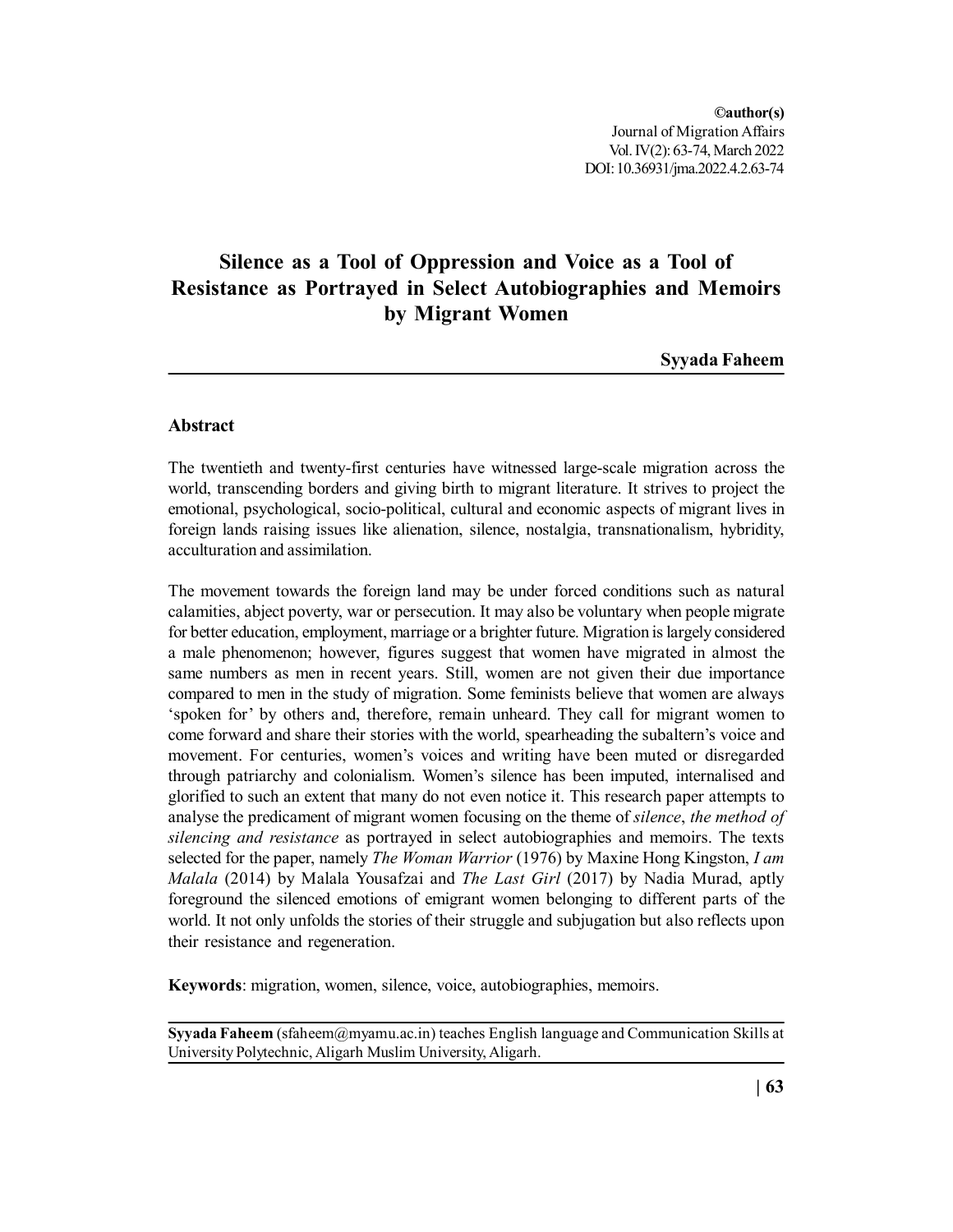©author(s)
Journal of Migration Affairs
Vol. IV(2): 63-74, March 2022
DOI: 10.36931/jma.2022.4.2.63-74

# Silence as a Tool of Oppression and Voice as a Tool of Resistance as Portrayed in Select Autobiographies and Memoirs by Migrant Women

**Syyada Faheem**

## Abstract

The twentieth and twenty-first centuries have witnessed large-scale migration across the world, transcending borders and giving birth to migrant literature. It strives to project the emotional, psychological, socio-political, cultural and economic aspects of migrant lives in foreign lands raising issues like alienation, silence, nostalgia, transnationalism, hybridity, acculturation and assimilation.

The movement towards the foreign land may be under forced conditions such as natural calamities, abject poverty, war or persecution. It may also be voluntary when people migrate for better education, employment, marriage or a brighter future. Migration is largely considered a male phenomenon; however, figures suggest that women have migrated in almost the same numbers as men in recent years. Still, women are not given their due importance compared to men in the study of migration. Some feminists believe that women are always 'spoken for' by others and, therefore, remain unheard. They call for migrant women to come forward and share their stories with the world, spearheading the subaltern's voice and movement. For centuries, women's voices and writing have been muted or disregarded through patriarchy and colonialism. Women's silence has been imputed, internalised and glorified to such an extent that many do not even notice it. This research paper attempts to analyse the predicament of migrant women focusing on the theme of *silence*, *the method of silencing and resistance* as portrayed in select autobiographies and memoirs. The texts selected for the paper, namely *The Woman Warrior* (1976) by Maxine Hong Kingston, *I am Malala* (2014) by Malala Yousafzai and *The Last Girl* (2017) by Nadia Murad, aptly foreground the silenced emotions of emigrant women belonging to different parts of the world. It not only unfolds the stories of their struggle and subjugation but also reflects upon their resistance and regeneration.

**Keywords**: migration, women, silence, voice, autobiographies, memoirs.

**Syyada Faheem** (sfaheem@myamu.ac.in) teaches English language and Communication Skills at University Polytechnic, Aligarh Muslim University, Aligarh.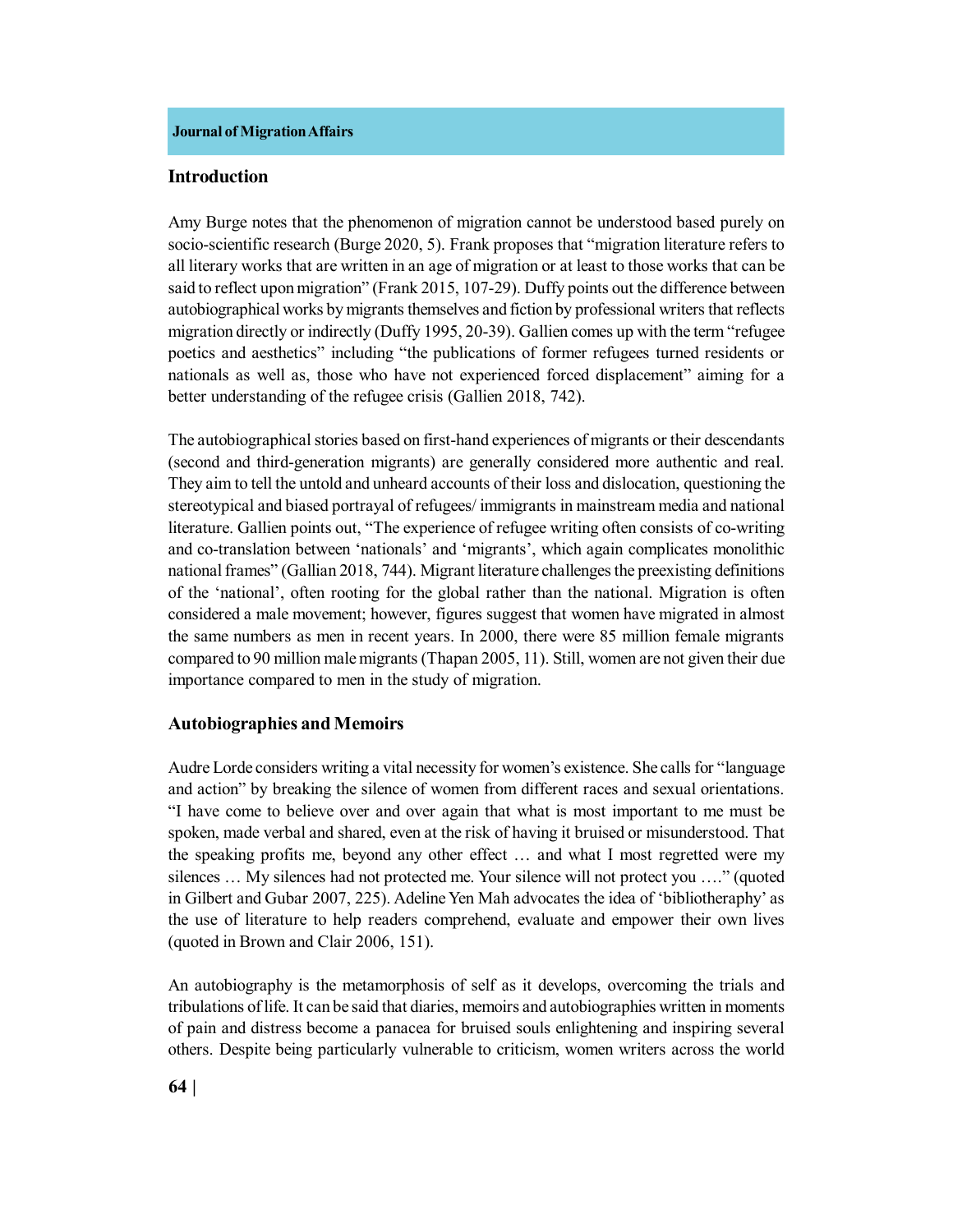## Introduction

Amy Burge notes that the phenomenon of migration cannot be understood based purely on socio-scientific research (Burge 2020, 5). Frank proposes that "migration literature refers to all literary works that are written in an age of migration or at least to those works that can be said to reflect upon migration" (Frank 2015, 107-29). Duffy points out the difference between autobiographical works by migrants themselves and fiction by professional writers that reflects migration directly or indirectly (Duffy 1995, 20-39). Gallien comes up with the term "refugee poetics and aesthetics" including "the publications of former refugees turned residents or nationals as well as, those who have not experienced forced displacement" aiming for a better understanding of the refugee crisis (Gallien 2018, 742).

The autobiographical stories based on first-hand experiences of migrants or their descendants (second and third-generation migrants) are generally considered more authentic and real. They aim to tell the untold and unheard accounts of their loss and dislocation, questioning the stereotypical and biased portrayal of refugees/ immigrants in mainstream media and national literature. Gallien points out, "The experience of refugee writing often consists of co-writing and co-translation between 'nationals' and 'migrants', which again complicates monolithic national frames" (Gallian 2018, 744). Migrant literature challenges the preexisting definitions of the 'national', often rooting for the global rather than the national. Migration is often considered a male movement; however, figures suggest that women have migrated in almost the same numbers as men in recent years. In 2000, there were 85 million female migrants compared to 90 million male migrants (Thapan 2005, 11). Still, women are not given their due importance compared to men in the study of migration.

## Autobiographies and Memoirs

Audre Lorde considers writing a vital necessity for women's existence. She calls for "language and action" by breaking the silence of women from different races and sexual orientations. "I have come to believe over and over again that what is most important to me must be spoken, made verbal and shared, even at the risk of having it bruised or misunderstood. That the speaking profits me, beyond any other effect … and what I most regretted were my silences … My silences had not protected me. Your silence will not protect you …." (quoted in Gilbert and Gubar 2007, 225). Adeline Yen Mah advocates the idea of 'bibliotheraphy' as the use of literature to help readers comprehend, evaluate and empower their own lives (quoted in Brown and Clair 2006, 151).

An autobiography is the metamorphosis of self as it develops, overcoming the trials and tribulations of life. It can be said that diaries, memoirs and autobiographies written in moments of pain and distress become a panacea for bruised souls enlightening and inspiring several others. Despite being particularly vulnerable to criticism, women writers across the world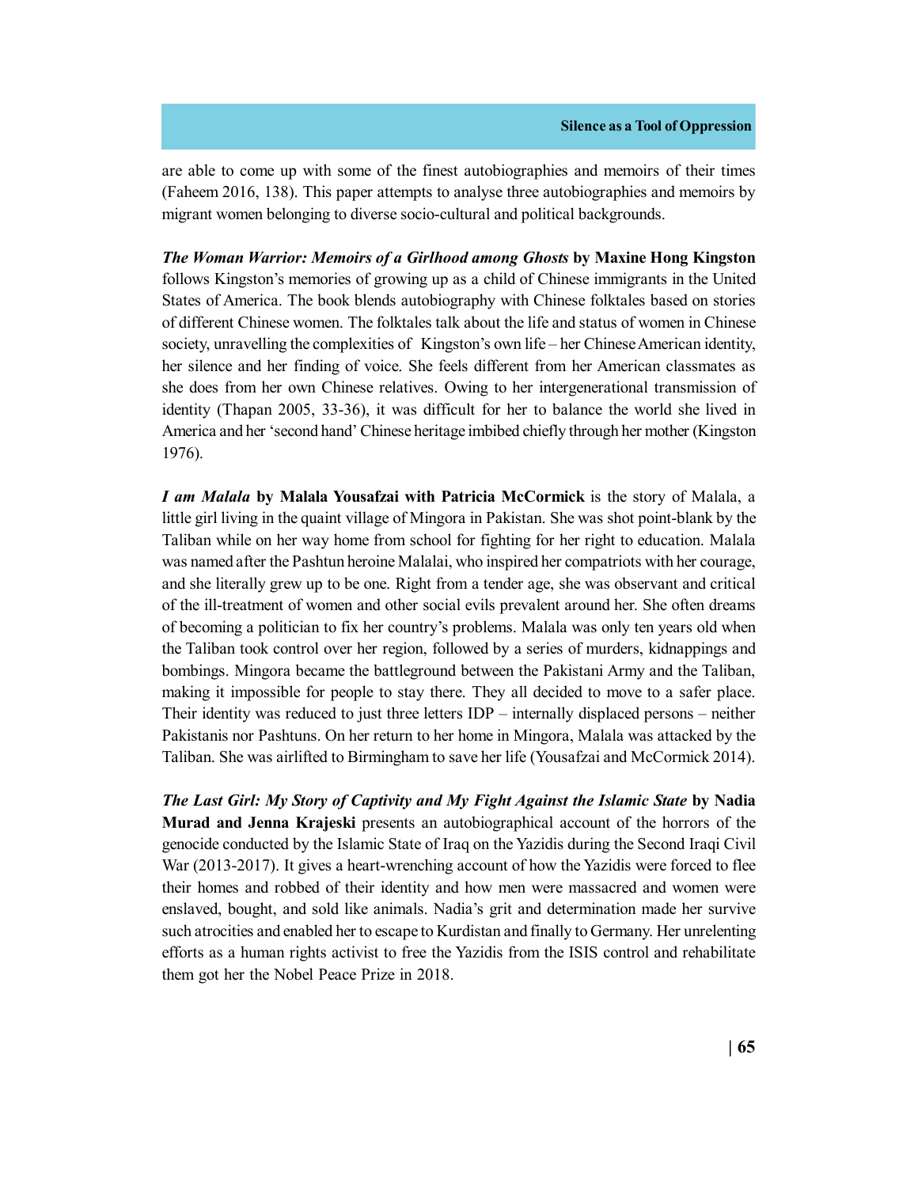are able to come up with some of the finest autobiographies and memoirs of their times (Faheem 2016, 138). This paper attempts to analyse three autobiographies and memoirs by migrant women belonging to diverse socio-cultural and political backgrounds.

***The Woman Warrior: Memoirs of a Girlhood among Ghosts*** **by Maxine Hong Kingston** follows Kingston's memories of growing up as a child of Chinese immigrants in the United States of America. The book blends autobiography with Chinese folktales based on stories of different Chinese women. The folktales talk about the life and status of women in Chinese society, unravelling the complexities of Kingston's own life – her Chinese American identity, her silence and her finding of voice. She feels different from her American classmates as she does from her own Chinese relatives. Owing to her intergenerational transmission of identity (Thapan 2005, 33-36), it was difficult for her to balance the world she lived in America and her 'second hand' Chinese heritage imbibed chiefly through her mother (Kingston 1976).

***I am Malala*** **by Malala Yousafzai with Patricia McCormick** is the story of Malala, a little girl living in the quaint village of Mingora in Pakistan. She was shot point-blank by the Taliban while on her way home from school for fighting for her right to education. Malala was named after the Pashtun heroine Malalai, who inspired her compatriots with her courage, and she literally grew up to be one. Right from a tender age, she was observant and critical of the ill-treatment of women and other social evils prevalent around her. She often dreams of becoming a politician to fix her country's problems. Malala was only ten years old when the Taliban took control over her region, followed by a series of murders, kidnappings and bombings. Mingora became the battleground between the Pakistani Army and the Taliban, making it impossible for people to stay there. They all decided to move to a safer place. Their identity was reduced to just three letters IDP – internally displaced persons – neither Pakistanis nor Pashtuns. On her return to her home in Mingora, Malala was attacked by the Taliban. She was airlifted to Birmingham to save her life (Yousafzai and McCormick 2014).

***The Last Girl: My Story of Captivity and My Fight Against the Islamic State*** **by Nadia Murad and Jenna Krajeski** presents an autobiographical account of the horrors of the genocide conducted by the Islamic State of Iraq on the Yazidis during the Second Iraqi Civil War (2013-2017). It gives a heart-wrenching account of how the Yazidis were forced to flee their homes and robbed of their identity and how men were massacred and women were enslaved, bought, and sold like animals. Nadia's grit and determination made her survive such atrocities and enabled her to escape to Kurdistan and finally to Germany. Her unrelenting efforts as a human rights activist to free the Yazidis from the ISIS control and rehabilitate them got her the Nobel Peace Prize in 2018.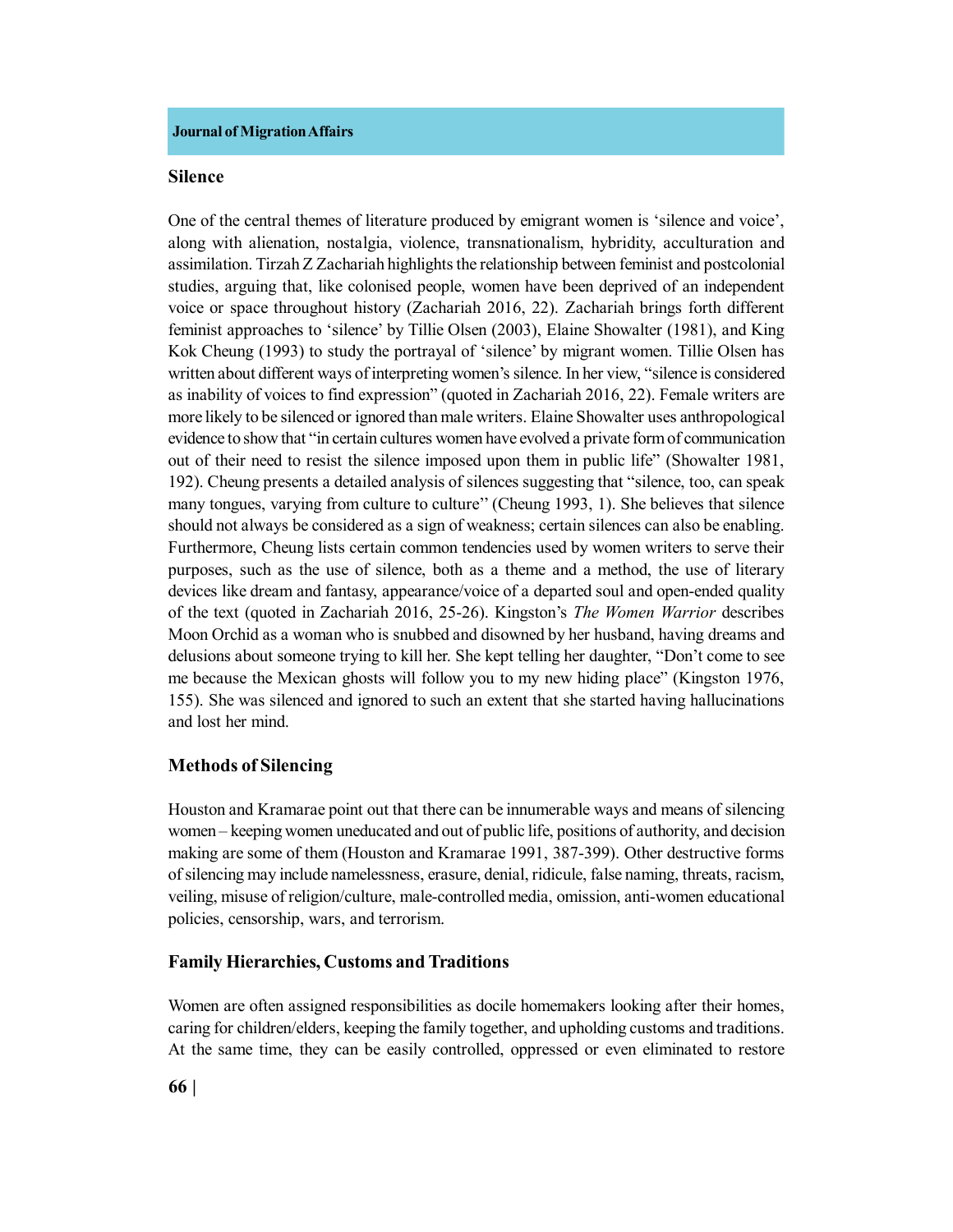## Silence

One of the central themes of literature produced by emigrant women is 'silence and voice', along with alienation, nostalgia, violence, transnationalism, hybridity, acculturation and assimilation. Tirzah Z Zachariah highlights the relationship between feminist and postcolonial studies, arguing that, like colonised people, women have been deprived of an independent voice or space throughout history (Zachariah 2016, 22). Zachariah brings forth different feminist approaches to 'silence' by Tillie Olsen (2003), Elaine Showalter (1981), and King Kok Cheung (1993) to study the portrayal of 'silence' by migrant women. Tillie Olsen has written about different ways of interpreting women's silence. In her view, "silence is considered as inability of voices to find expression" (quoted in Zachariah 2016, 22). Female writers are more likely to be silenced or ignored than male writers. Elaine Showalter uses anthropological evidence to show that "in certain cultures women have evolved a private form of communication out of their need to resist the silence imposed upon them in public life" (Showalter 1981, 192). Cheung presents a detailed analysis of silences suggesting that "silence, too, can speak many tongues, varying from culture to culture" (Cheung 1993, 1). She believes that silence should not always be considered as a sign of weakness; certain silences can also be enabling. Furthermore, Cheung lists certain common tendencies used by women writers to serve their purposes, such as the use of silence, both as a theme and a method, the use of literary devices like dream and fantasy, appearance/voice of a departed soul and open-ended quality of the text (quoted in Zachariah 2016, 25-26). Kingston's *The Women Warrior* describes Moon Orchid as a woman who is snubbed and disowned by her husband, having dreams and delusions about someone trying to kill her. She kept telling her daughter, "Don't come to see me because the Mexican ghosts will follow you to my new hiding place" (Kingston 1976, 155). She was silenced and ignored to such an extent that she started having hallucinations and lost her mind.

## Methods of Silencing

Houston and Kramarae point out that there can be innumerable ways and means of silencing women – keeping women uneducated and out of public life, positions of authority, and decision making are some of them (Houston and Kramarae 1991, 387-399). Other destructive forms of silencing may include namelessness, erasure, denial, ridicule, false naming, threats, racism, veiling, misuse of religion/culture, male-controlled media, omission, anti-women educational policies, censorship, wars, and terrorism.

## Family Hierarchies, Customs and Traditions

Women are often assigned responsibilities as docile homemakers looking after their homes, caring for children/elders, keeping the family together, and upholding customs and traditions. At the same time, they can be easily controlled, oppressed or even eliminated to restore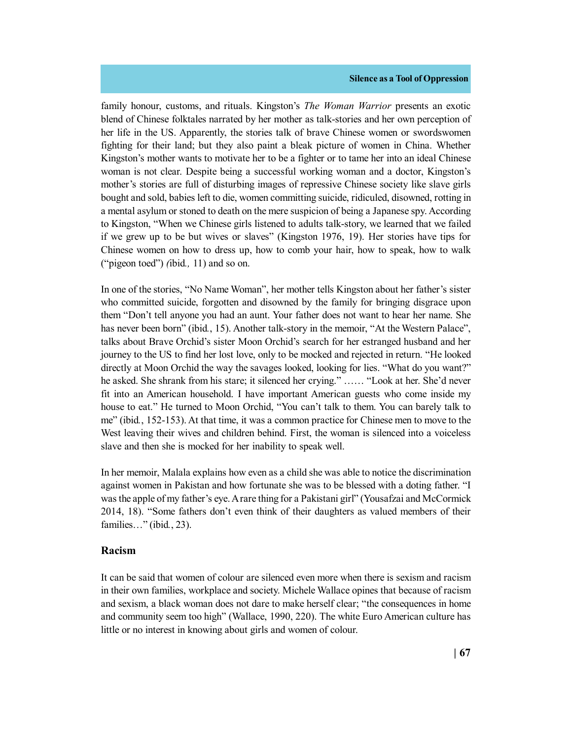family honour, customs, and rituals. Kingston's *The Woman Warrior* presents an exotic blend of Chinese folktales narrated by her mother as talk-stories and her own perception of her life in the US. Apparently, the stories talk of brave Chinese women or swordswomen fighting for their land; but they also paint a bleak picture of women in China. Whether Kingston's mother wants to motivate her to be a fighter or to tame her into an ideal Chinese woman is not clear. Despite being a successful working woman and a doctor, Kingston's mother's stories are full of disturbing images of repressive Chinese society like slave girls bought and sold, babies left to die, women committing suicide, ridiculed, disowned, rotting in a mental asylum or stoned to death on the mere suspicion of being a Japanese spy. According to Kingston, "When we Chinese girls listened to adults talk-story, we learned that we failed if we grew up to be but wives or slaves" (Kingston 1976, 19). Her stories have tips for Chinese women on how to dress up, how to comb your hair, how to speak, how to walk ("pigeon toed") *(*ibid.*,* 11) and so on.

In one of the stories, "No Name Woman", her mother tells Kingston about her father's sister who committed suicide, forgotten and disowned by the family for bringing disgrace upon them "Don't tell anyone you had an aunt. Your father does not want to hear her name. She has never been born" (ibid*.*, 15). Another talk-story in the memoir, "At the Western Palace", talks about Brave Orchid's sister Moon Orchid's search for her estranged husband and her journey to the US to find her lost love, only to be mocked and rejected in return. "He looked directly at Moon Orchid the way the savages looked, looking for lies. "What do you want?" he asked. She shrank from his stare; it silenced her crying." …… "Look at her. She'd never fit into an American household. I have important American guests who come inside my house to eat." He turned to Moon Orchid, "You can't talk to them. You can barely talk to me" (ibid*.*, 152-153). At that time, it was a common practice for Chinese men to move to the West leaving their wives and children behind. First, the woman is silenced into a voiceless slave and then she is mocked for her inability to speak well.

In her memoir, Malala explains how even as a child she was able to notice the discrimination against women in Pakistan and how fortunate she was to be blessed with a doting father. "I was the apple of my father's eye. A rare thing for a Pakistani girl" (Yousafzai and McCormick 2014, 18). "Some fathers don't even think of their daughters as valued members of their families…" (ibid*.*, 23).

## Racism

It can be said that women of colour are silenced even more when there is sexism and racism in their own families, workplace and society. Michele Wallace opines that because of racism and sexism, a black woman does not dare to make herself clear; "the consequences in home and community seem too high" (Wallace, 1990, 220). The white Euro American culture has little or no interest in knowing about girls and women of colour.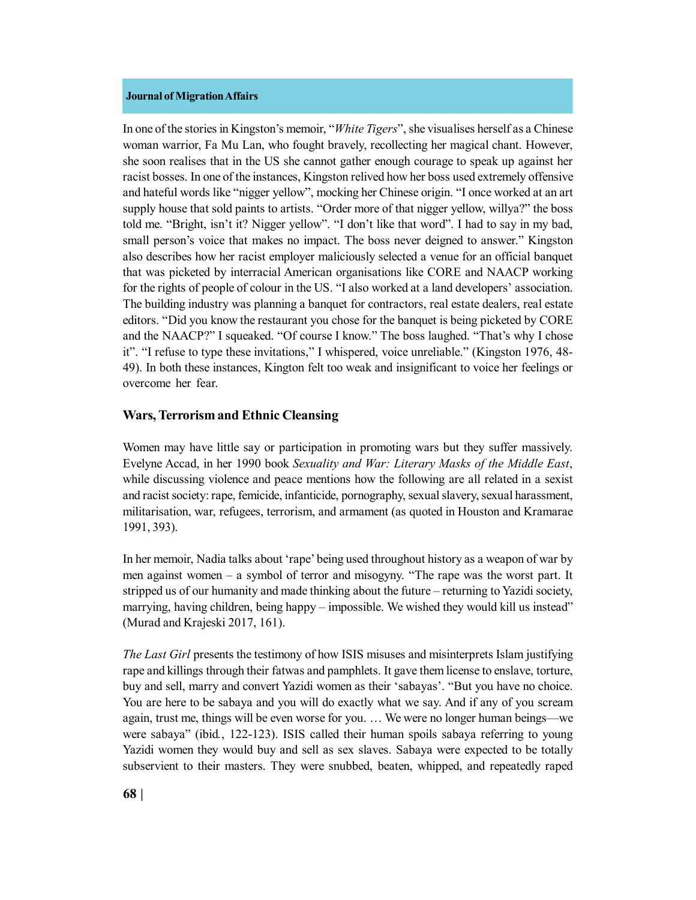In one of the stories in Kingston's memoir, "*White Tigers*", she visualises herself as a Chinese woman warrior, Fa Mu Lan, who fought bravely, recollecting her magical chant. However, she soon realises that in the US she cannot gather enough courage to speak up against her racist bosses. In one of the instances, Kingston relived how her boss used extremely offensive and hateful words like "nigger yellow", mocking her Chinese origin. "I once worked at an art supply house that sold paints to artists. "Order more of that nigger yellow, willya?" the boss told me. "Bright, isn't it? Nigger yellow". "I don't like that word". I had to say in my bad, small person's voice that makes no impact. The boss never deigned to answer." Kingston also describes how her racist employer maliciously selected a venue for an official banquet that was picketed by interracial American organisations like CORE and NAACP working for the rights of people of colour in the US. "I also worked at a land developers' association. The building industry was planning a banquet for contractors, real estate dealers, real estate editors. "Did you know the restaurant you chose for the banquet is being picketed by CORE and the NAACP?" I squeaked. "Of course I know." The boss laughed. "That's why I chose it". "I refuse to type these invitations," I whispered, voice unreliable." (Kingston 1976, 48-49). In both these instances, Kington felt too weak and insignificant to voice her feelings or overcome her fear.

## Wars, Terrorism and Ethnic Cleansing

Women may have little say or participation in promoting wars but they suffer massively. Evelyne Accad, in her 1990 book *Sexuality and War: Literary Masks of the Middle East*, while discussing violence and peace mentions how the following are all related in a sexist and racist society: rape, femicide, infanticide, pornography, sexual slavery, sexual harassment, militarisation, war, refugees, terrorism, and armament (as quoted in Houston and Kramarae 1991, 393).

In her memoir, Nadia talks about 'rape' being used throughout history as a weapon of war by men against women – a symbol of terror and misogyny. "The rape was the worst part. It stripped us of our humanity and made thinking about the future – returning to Yazidi society, marrying, having children, being happy – impossible. We wished they would kill us instead" (Murad and Krajeski 2017, 161).

*The Last Girl* presents the testimony of how ISIS misuses and misinterprets Islam justifying rape and killings through their fatwas and pamphlets. It gave them license to enslave, torture, buy and sell, marry and convert Yazidi women as their 'sabayas'. "But you have no choice. You are here to be sabaya and you will do exactly what we say. And if any of you scream again, trust me, things will be even worse for you. … We were no longer human beings—we were sabaya" (ibid., 122-123). ISIS called their human spoils sabaya referring to young Yazidi women they would buy and sell as sex slaves. Sabaya were expected to be totally subservient to their masters. They were snubbed, beaten, whipped, and repeatedly raped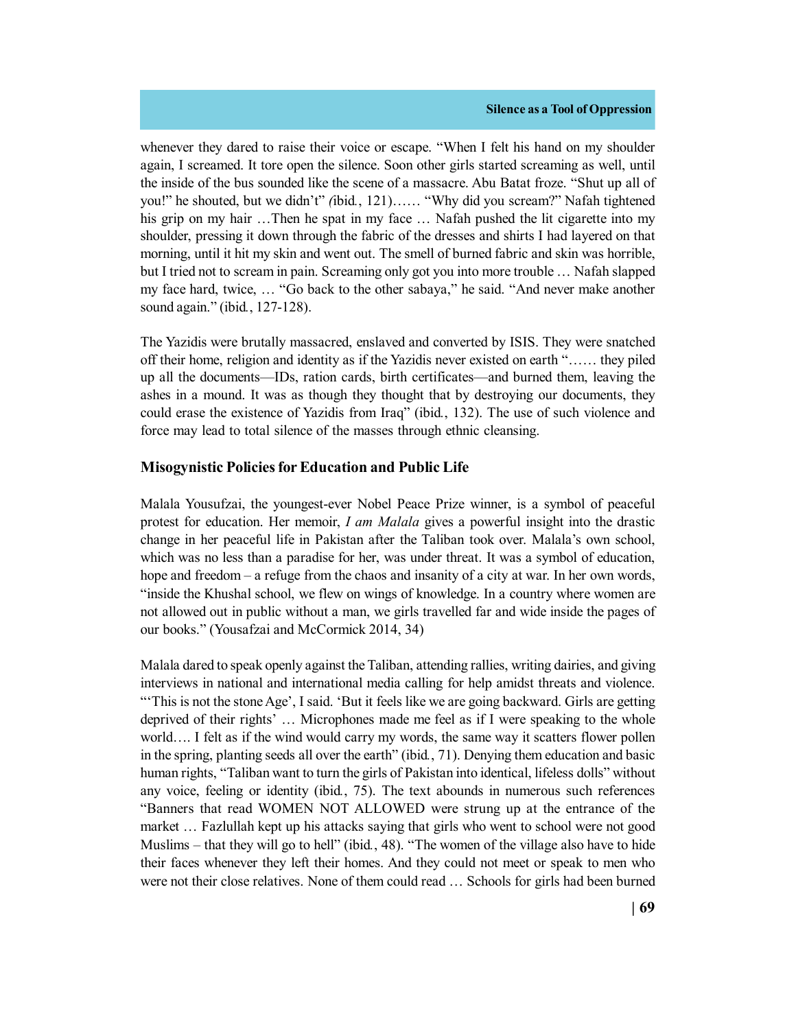whenever they dared to raise their voice or escape. "When I felt his hand on my shoulder again, I screamed. It tore open the silence. Soon other girls started screaming as well, until the inside of the bus sounded like the scene of a massacre. Abu Batat froze. "Shut up all of you!" he shouted, but we didn't" *(*ibid*.*, 121)…… "Why did you scream?" Nafah tightened his grip on my hair …Then he spat in my face … Nafah pushed the lit cigarette into my shoulder, pressing it down through the fabric of the dresses and shirts I had layered on that morning, until it hit my skin and went out. The smell of burned fabric and skin was horrible, but I tried not to scream in pain. Screaming only got you into more trouble … Nafah slapped my face hard, twice, … "Go back to the other sabaya," he said. "And never make another sound again." (ibid*.*, 127-128).

The Yazidis were brutally massacred, enslaved and converted by ISIS. They were snatched off their home, religion and identity as if the Yazidis never existed on earth "…… they piled up all the documents—IDs, ration cards, birth certificates—and burned them, leaving the ashes in a mound. It was as though they thought that by destroying our documents, they could erase the existence of Yazidis from Iraq" (ibid*.*, 132). The use of such violence and force may lead to total silence of the masses through ethnic cleansing.

## Misogynistic Policies for Education and Public Life

Malala Yousufzai, the youngest-ever Nobel Peace Prize winner, is a symbol of peaceful protest for education. Her memoir, *I am Malala* gives a powerful insight into the drastic change in her peaceful life in Pakistan after the Taliban took over. Malala's own school, which was no less than a paradise for her, was under threat. It was a symbol of education, hope and freedom – a refuge from the chaos and insanity of a city at war. In her own words, "inside the Khushal school, we flew on wings of knowledge. In a country where women are not allowed out in public without a man, we girls travelled far and wide inside the pages of our books." (Yousafzai and McCormick 2014, 34)

Malala dared to speak openly against the Taliban, attending rallies, writing dairies, and giving interviews in national and international media calling for help amidst threats and violence. "'This is not the stone Age', I said. 'But it feels like we are going backward. Girls are getting deprived of their rights' … Microphones made me feel as if I were speaking to the whole world…. I felt as if the wind would carry my words, the same way it scatters flower pollen in the spring, planting seeds all over the earth" (ibid*.*, 71). Denying them education and basic human rights, "Taliban want to turn the girls of Pakistan into identical, lifeless dolls" without any voice, feeling or identity (ibid*.*, 75). The text abounds in numerous such references "Banners that read WOMEN NOT ALLOWED were strung up at the entrance of the market … Fazlullah kept up his attacks saying that girls who went to school were not good Muslims – that they will go to hell" (ibid*.*, 48). "The women of the village also have to hide their faces whenever they left their homes. And they could not meet or speak to men who were not their close relatives. None of them could read … Schools for girls had been burned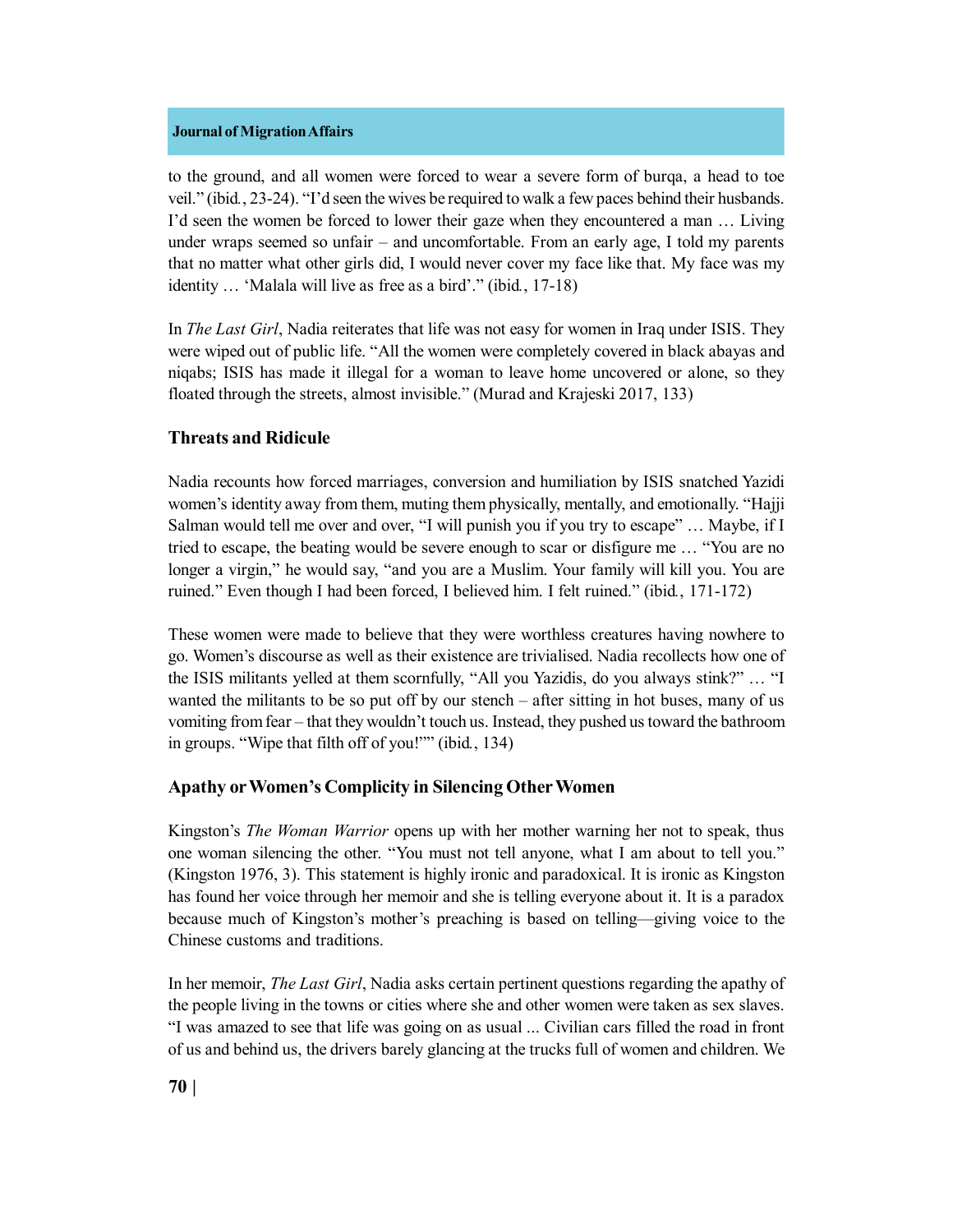to the ground, and all women were forced to wear a severe form of burqa, a head to toe veil." (ibid., 23-24). "I'd seen the wives be required to walk a few paces behind their husbands. I'd seen the women be forced to lower their gaze when they encountered a man … Living under wraps seemed so unfair – and uncomfortable. From an early age, I told my parents that no matter what other girls did, I would never cover my face like that. My face was my identity … 'Malala will live as free as a bird'." (ibid., 17-18)

In *The Last Girl*, Nadia reiterates that life was not easy for women in Iraq under ISIS. They were wiped out of public life. "All the women were completely covered in black abayas and niqabs; ISIS has made it illegal for a woman to leave home uncovered or alone, so they floated through the streets, almost invisible." (Murad and Krajeski 2017, 133)

### Threats and Ridicule

Nadia recounts how forced marriages, conversion and humiliation by ISIS snatched Yazidi women's identity away from them, muting them physically, mentally, and emotionally. "Hajji Salman would tell me over and over, "I will punish you if you try to escape" … Maybe, if I tried to escape, the beating would be severe enough to scar or disfigure me … "You are no longer a virgin," he would say, "and you are a Muslim. Your family will kill you. You are ruined." Even though I had been forced, I believed him. I felt ruined." (ibid., 171-172)

These women were made to believe that they were worthless creatures having nowhere to go. Women's discourse as well as their existence are trivialised. Nadia recollects how one of the ISIS militants yelled at them scornfully, "All you Yazidis, do you always stink?" … "I wanted the militants to be so put off by our stench – after sitting in hot buses, many of us vomiting from fear – that they wouldn't touch us. Instead, they pushed us toward the bathroom in groups. "Wipe that filth off of you!"" (ibid., 134)

### Apathy or Women's Complicity in Silencing Other Women

Kingston's *The Woman Warrior* opens up with her mother warning her not to speak, thus one woman silencing the other. "You must not tell anyone, what I am about to tell you." (Kingston 1976, 3). This statement is highly ironic and paradoxical. It is ironic as Kingston has found her voice through her memoir and she is telling everyone about it. It is a paradox because much of Kingston's mother's preaching is based on telling—giving voice to the Chinese customs and traditions.

In her memoir, *The Last Girl*, Nadia asks certain pertinent questions regarding the apathy of the people living in the towns or cities where she and other women were taken as sex slaves. "I was amazed to see that life was going on as usual ... Civilian cars filled the road in front of us and behind us, the drivers barely glancing at the trucks full of women and children. We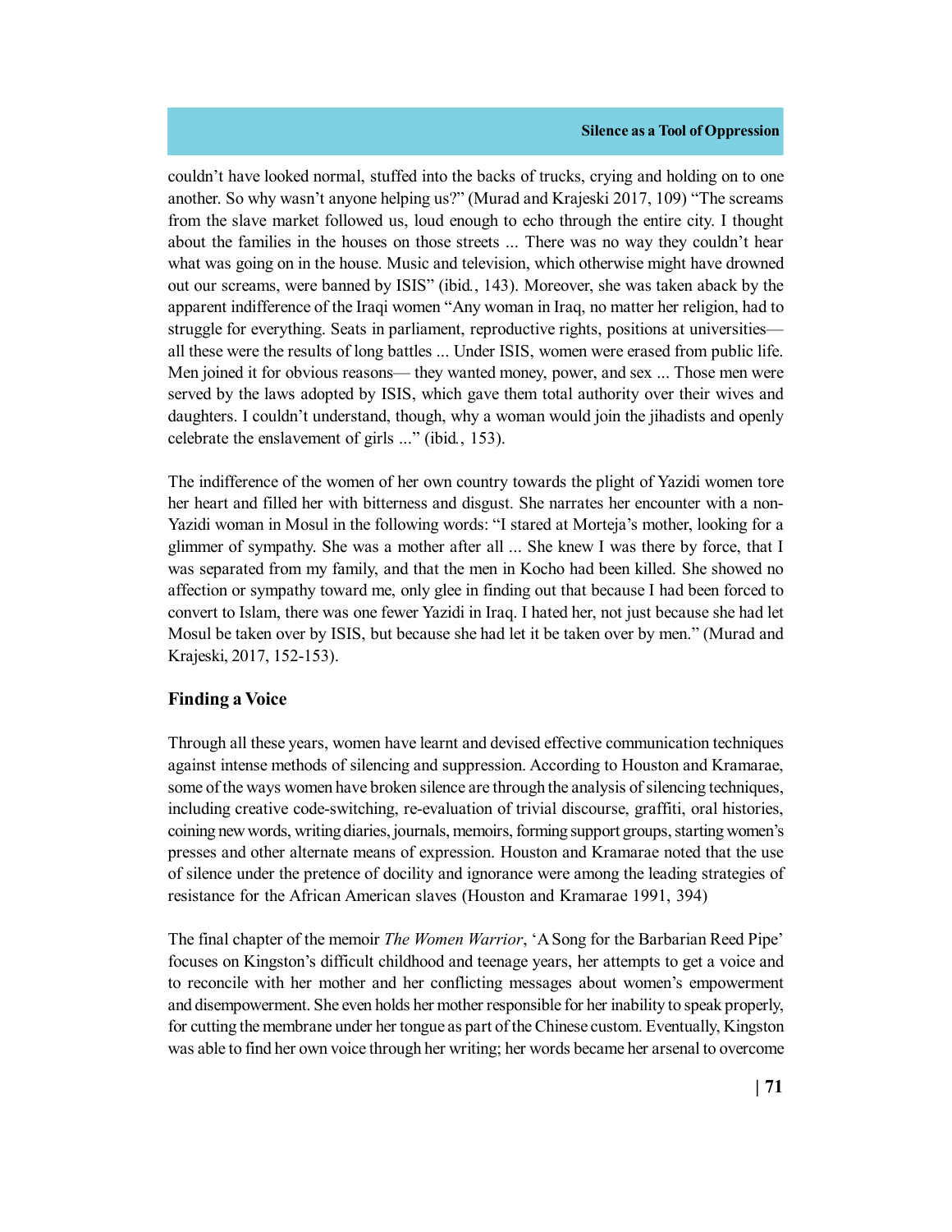couldn't have looked normal, stuffed into the backs of trucks, crying and holding on to one another. So why wasn't anyone helping us?" (Murad and Krajeski 2017, 109) "The screams from the slave market followed us, loud enough to echo through the entire city. I thought about the families in the houses on those streets ... There was no way they couldn't hear what was going on in the house. Music and television, which otherwise might have drowned out our screams, were banned by ISIS" (ibid., 143). Moreover, she was taken aback by the apparent indifference of the Iraqi women "Any woman in Iraq, no matter her religion, had to struggle for everything. Seats in parliament, reproductive rights, positions at universities—all these were the results of long battles ... Under ISIS, women were erased from public life. Men joined it for obvious reasons— they wanted money, power, and sex ... Those men were served by the laws adopted by ISIS, which gave them total authority over their wives and daughters. I couldn't understand, though, why a woman would join the jihadists and openly celebrate the enslavement of girls ..." (ibid., 153).

The indifference of the women of her own country towards the plight of Yazidi women tore her heart and filled her with bitterness and disgust. She narrates her encounter with a non-Yazidi woman in Mosul in the following words: "I stared at Morteja's mother, looking for a glimmer of sympathy. She was a mother after all ... She knew I was there by force, that I was separated from my family, and that the men in Kocho had been killed. She showed no affection or sympathy toward me, only glee in finding out that because I had been forced to convert to Islam, there was one fewer Yazidi in Iraq. I hated her, not just because she had let Mosul be taken over by ISIS, but because she had let it be taken over by men." (Murad and Krajeski, 2017, 152-153).

## Finding a Voice

Through all these years, women have learnt and devised effective communication techniques against intense methods of silencing and suppression. According to Houston and Kramarae, some of the ways women have broken silence are through the analysis of silencing techniques, including creative code-switching, re-evaluation of trivial discourse, graffiti, oral histories, coining new words, writing diaries, journals, memoirs, forming support groups, starting women's presses and other alternate means of expression. Houston and Kramarae noted that the use of silence under the pretence of docility and ignorance were among the leading strategies of resistance for the African American slaves (Houston and Kramarae 1991, 394)

The final chapter of the memoir *The Women Warrior*, 'A Song for the Barbarian Reed Pipe' focuses on Kingston's difficult childhood and teenage years, her attempts to get a voice and to reconcile with her mother and her conflicting messages about women's empowerment and disempowerment. She even holds her mother responsible for her inability to speak properly, for cutting the membrane under her tongue as part of the Chinese custom. Eventually, Kingston was able to find her own voice through her writing; her words became her arsenal to overcome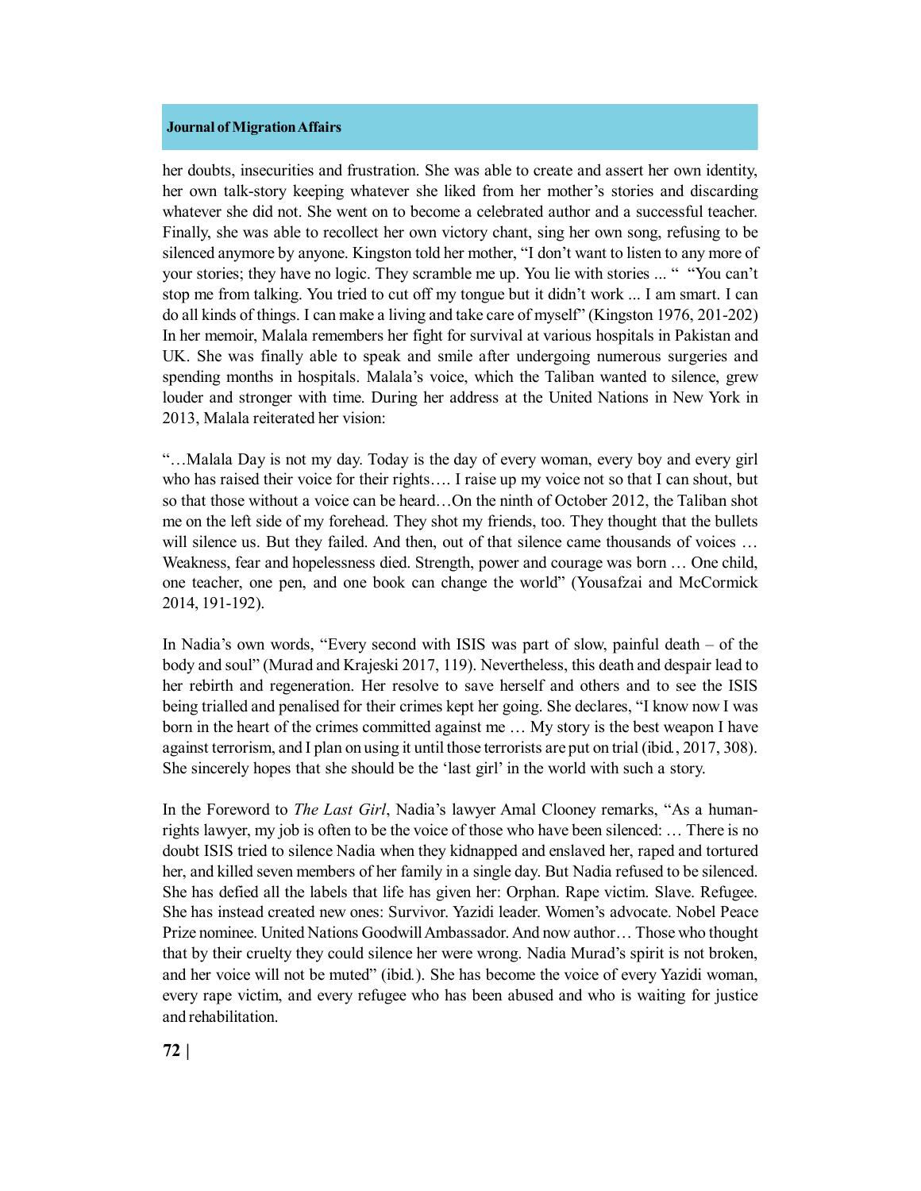her doubts, insecurities and frustration. She was able to create and assert her own identity, her own talk-story keeping whatever she liked from her mother's stories and discarding whatever she did not. She went on to become a celebrated author and a successful teacher. Finally, she was able to recollect her own victory chant, sing her own song, refusing to be silenced anymore by anyone. Kingston told her mother, "I don't want to listen to any more of your stories; they have no logic. They scramble me up. You lie with stories ... " "You can't stop me from talking. You tried to cut off my tongue but it didn't work ... I am smart. I can do all kinds of things. I can make a living and take care of myself" (Kingston 1976, 201-202) In her memoir, Malala remembers her fight for survival at various hospitals in Pakistan and UK. She was finally able to speak and smile after undergoing numerous surgeries and spending months in hospitals. Malala's voice, which the Taliban wanted to silence, grew louder and stronger with time. During her address at the United Nations in New York in 2013, Malala reiterated her vision:

"…Malala Day is not my day. Today is the day of every woman, every boy and every girl who has raised their voice for their rights…. I raise up my voice not so that I can shout, but so that those without a voice can be heard…On the ninth of October 2012, the Taliban shot me on the left side of my forehead. They shot my friends, too. They thought that the bullets will silence us. But they failed. And then, out of that silence came thousands of voices … Weakness, fear and hopelessness died. Strength, power and courage was born … One child, one teacher, one pen, and one book can change the world" (Yousafzai and McCormick 2014, 191-192).

In Nadia's own words, "Every second with ISIS was part of slow, painful death – of the body and soul" (Murad and Krajeski 2017, 119). Nevertheless, this death and despair lead to her rebirth and regeneration. Her resolve to save herself and others and to see the ISIS being trialled and penalised for their crimes kept her going. She declares, "I know now I was born in the heart of the crimes committed against me … My story is the best weapon I have against terrorism, and I plan on using it until those terrorists are put on trial (ibid., 2017, 308). She sincerely hopes that she should be the 'last girl' in the world with such a story.

In the Foreword to *The Last Girl*, Nadia's lawyer Amal Clooney remarks, "As a human-rights lawyer, my job is often to be the voice of those who have been silenced: … There is no doubt ISIS tried to silence Nadia when they kidnapped and enslaved her, raped and tortured her, and killed seven members of her family in a single day. But Nadia refused to be silenced. She has defied all the labels that life has given her: Orphan. Rape victim. Slave. Refugee. She has instead created new ones: Survivor. Yazidi leader. Women's advocate. Nobel Peace Prize nominee. United Nations Goodwill Ambassador. And now author… Those who thought that by their cruelty they could silence her were wrong. Nadia Murad's spirit is not broken, and her voice will not be muted" (ibid.). She has become the voice of every Yazidi woman, every rape victim, and every refugee who has been abused and who is waiting for justice and rehabilitation.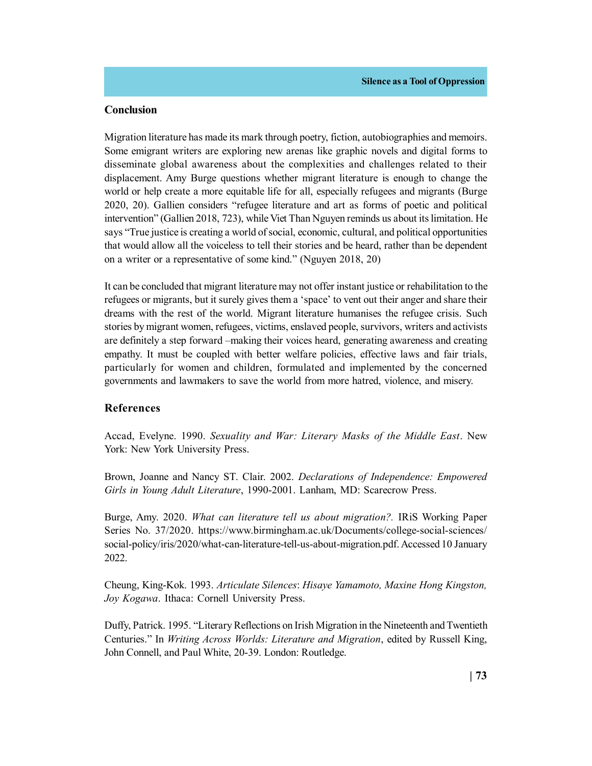## Conclusion

Migration literature has made its mark through poetry, fiction, autobiographies and memoirs. Some emigrant writers are exploring new arenas like graphic novels and digital forms to disseminate global awareness about the complexities and challenges related to their displacement. Amy Burge questions whether migrant literature is enough to change the world or help create a more equitable life for all, especially refugees and migrants (Burge 2020, 20). Gallien considers "refugee literature and art as forms of poetic and political intervention" (Gallien 2018, 723), while Viet Than Nguyen reminds us about its limitation. He says "True justice is creating a world of social, economic, cultural, and political opportunities that would allow all the voiceless to tell their stories and be heard, rather than be dependent on a writer or a representative of some kind." (Nguyen 2018, 20)

It can be concluded that migrant literature may not offer instant justice or rehabilitation to the refugees or migrants, but it surely gives them a 'space' to vent out their anger and share their dreams with the rest of the world. Migrant literature humanises the refugee crisis. Such stories by migrant women, refugees, victims, enslaved people, survivors, writers and activists are definitely a step forward –making their voices heard, generating awareness and creating empathy. It must be coupled with better welfare policies, effective laws and fair trials, particularly for women and children, formulated and implemented by the concerned governments and lawmakers to save the world from more hatred, violence, and misery.

## References

Accad, Evelyne. 1990. *Sexuality and War: Literary Masks of the Middle East*. New York: New York University Press.

Brown, Joanne and Nancy ST. Clair. 2002. *Declarations of Independence: Empowered Girls in Young Adult Literature*, 1990-2001. Lanham, MD: Scarecrow Press.

Burge, Amy. 2020. *What can literature tell us about migration?*. IRiS Working Paper Series No. 37/2020. https://www.birmingham.ac.uk/Documents/college-social-sciences/social-policy/iris/2020/what-can-literature-tell-us-about-migration.pdf. Accessed 10 January 2022.

Cheung, King-Kok. 1993. *Articulate Silences*: *Hisaye Yamamoto, Maxine Hong Kingston, Joy Kogawa*. Ithaca: Cornell University Press.

Duffy, Patrick. 1995. "Literary Reflections on Irish Migration in the Nineteenth and Twentieth Centuries." In *Writing Across Worlds: Literature and Migration*, edited by Russell King, John Connell, and Paul White, 20-39. London: Routledge.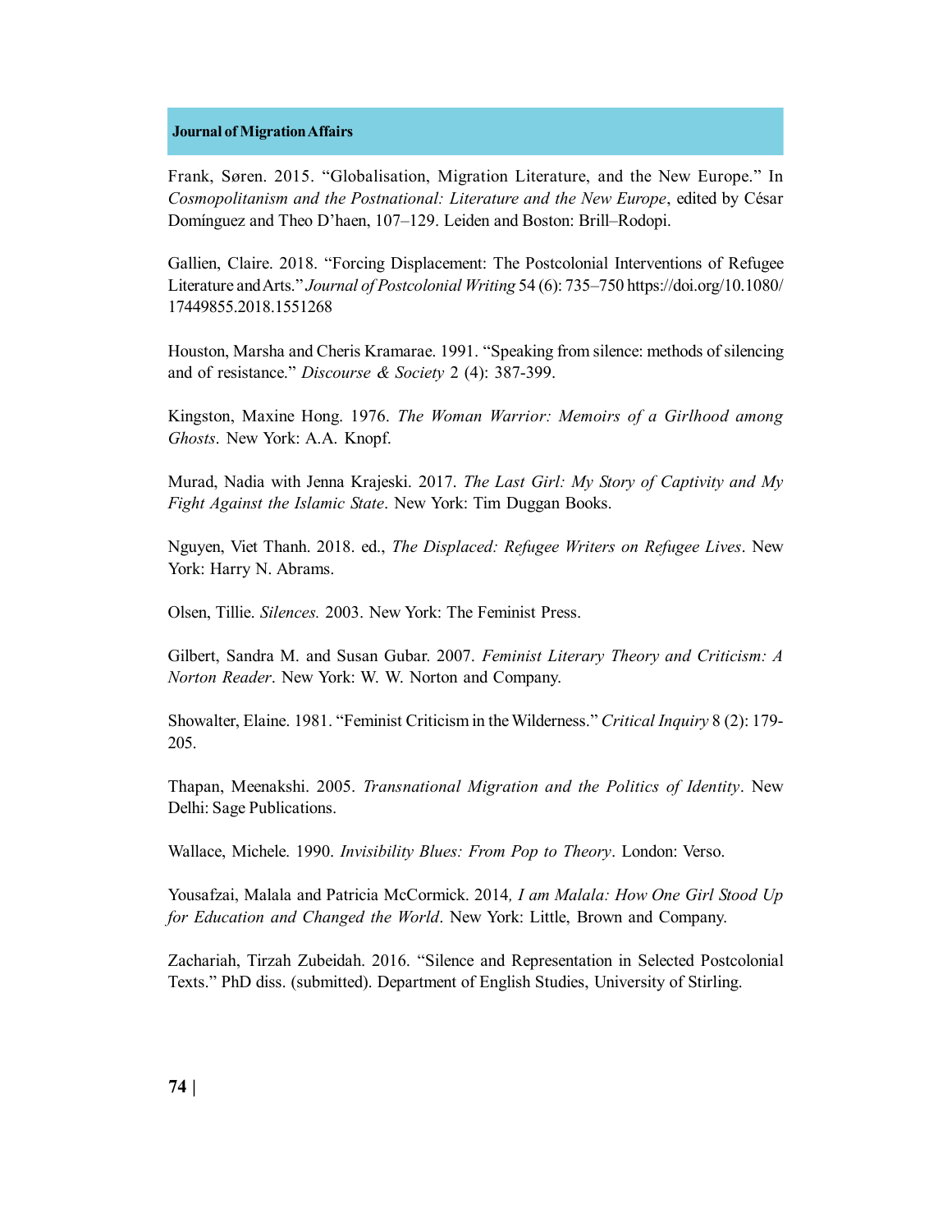Frank, Søren. 2015. "Globalisation, Migration Literature, and the New Europe." In *Cosmopolitanism and the Postnational: Literature and the New Europe*, edited by César Domínguez and Theo D'haen, 107–129. Leiden and Boston: Brill–Rodopi.

Gallien, Claire. 2018. "Forcing Displacement: The Postcolonial Interventions of Refugee Literature and Arts." *Journal of Postcolonial Writing* 54 (6): 735–750 https://doi.org/10.1080/17449855.2018.1551268

Houston, Marsha and Cheris Kramarae. 1991. "Speaking from silence: methods of silencing and of resistance." *Discourse & Society* 2 (4): 387-399.

Kingston, Maxine Hong. 1976. *The Woman Warrior: Memoirs of a Girlhood among Ghosts*. New York: A.A. Knopf.

Murad, Nadia with Jenna Krajeski. 2017. *The Last Girl: My Story of Captivity and My Fight Against the Islamic State*. New York: Tim Duggan Books.

Nguyen, Viet Thanh. 2018. ed., *The Displaced: Refugee Writers on Refugee Lives*. New York: Harry N. Abrams.

Olsen, Tillie. *Silences.* 2003. New York: The Feminist Press.

Gilbert, Sandra M. and Susan Gubar. 2007. *Feminist Literary Theory and Criticism: A Norton Reader*. New York: W. W. Norton and Company.

Showalter, Elaine. 1981. "Feminist Criticism in the Wilderness." *Critical Inquiry* 8 (2): 179-205.

Thapan, Meenakshi. 2005. *Transnational Migration and the Politics of Identity*. New Delhi: Sage Publications.

Wallace, Michele. 1990. *Invisibility Blues: From Pop to Theory*. London: Verso.

Yousafzai, Malala and Patricia McCormick. 2014*, I am Malala: How One Girl Stood Up for Education and Changed the World*. New York: Little, Brown and Company.

Zachariah, Tirzah Zubeidah. 2016. "Silence and Representation in Selected Postcolonial Texts." PhD diss. (submitted). Department of English Studies, University of Stirling.